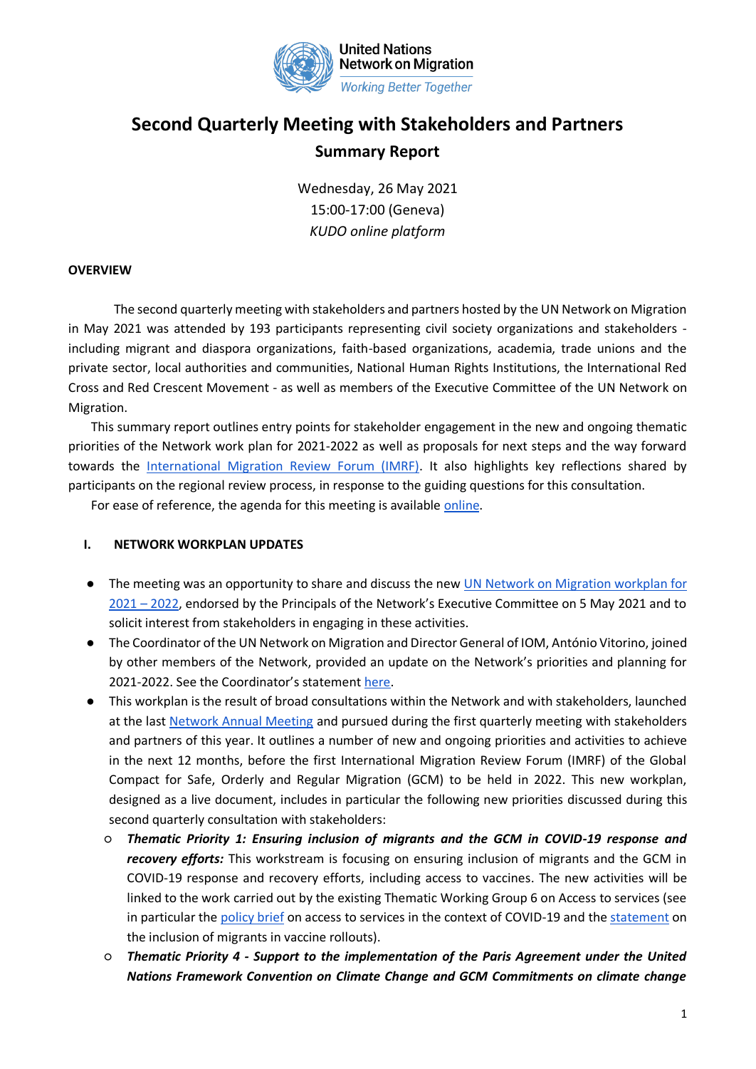United Nations Network on Migration
*Working Better Together*

# Second Quarterly Meeting with Stakeholders and Partners

## Summary Report

Wednesday, 26 May 2021
15:00-17:00 (Geneva)
*KUDO online platform*

**OVERVIEW**

The second quarterly meeting with stakeholders and partners hosted by the UN Network on Migration in May 2021 was attended by 193 participants representing civil society organizations and stakeholders - including migrant and diaspora organizations, faith-based organizations, academia, trade unions and the private sector, local authorities and communities, National Human Rights Institutions, the International Red Cross and Red Crescent Movement - as well as members of the Executive Committee of the UN Network on Migration.

This summary report outlines entry points for stakeholder engagement in the new and ongoing thematic priorities of the Network work plan for 2021-2022 as well as proposals for next steps and the way forward towards the International Migration Review Forum (IMRF). It also highlights key reflections shared by participants on the regional review process, in response to the guiding questions for this consultation.

For ease of reference, the agenda for this meeting is available online.

### I. NETWORK WORKPLAN UPDATES

- The meeting was an opportunity to share and discuss the new UN Network on Migration workplan for 2021 – 2022, endorsed by the Principals of the Network's Executive Committee on 5 May 2021 and to solicit interest from stakeholders in engaging in these activities.
- The Coordinator of the UN Network on Migration and Director General of IOM, António Vitorino, joined by other members of the Network, provided an update on the Network's priorities and planning for 2021-2022. See the Coordinator's statement here.
- This workplan is the result of broad consultations within the Network and with stakeholders, launched at the last Network Annual Meeting and pursued during the first quarterly meeting with stakeholders and partners of this year. It outlines a number of new and ongoing priorities and activities to achieve in the next 12 months, before the first International Migration Review Forum (IMRF) of the Global Compact for Safe, Orderly and Regular Migration (GCM) to be held in 2022. This new workplan, designed as a live document, includes in particular the following new priorities discussed during this second quarterly consultation with stakeholders:
    - ***Thematic Priority 1: Ensuring inclusion of migrants and the GCM in COVID-19 response and recovery efforts:*** This workstream is focusing on ensuring inclusion of migrants and the GCM in COVID-19 response and recovery efforts, including access to vaccines. The new activities will be linked to the work carried out by the existing Thematic Working Group 6 on Access to services (see in particular the policy brief on access to services in the context of COVID-19 and the statement on the inclusion of migrants in vaccine rollouts).
    - ***Thematic Priority 4 - Support to the implementation of the Paris Agreement under the United Nations Framework Convention on Climate Change and GCM Commitments on climate change***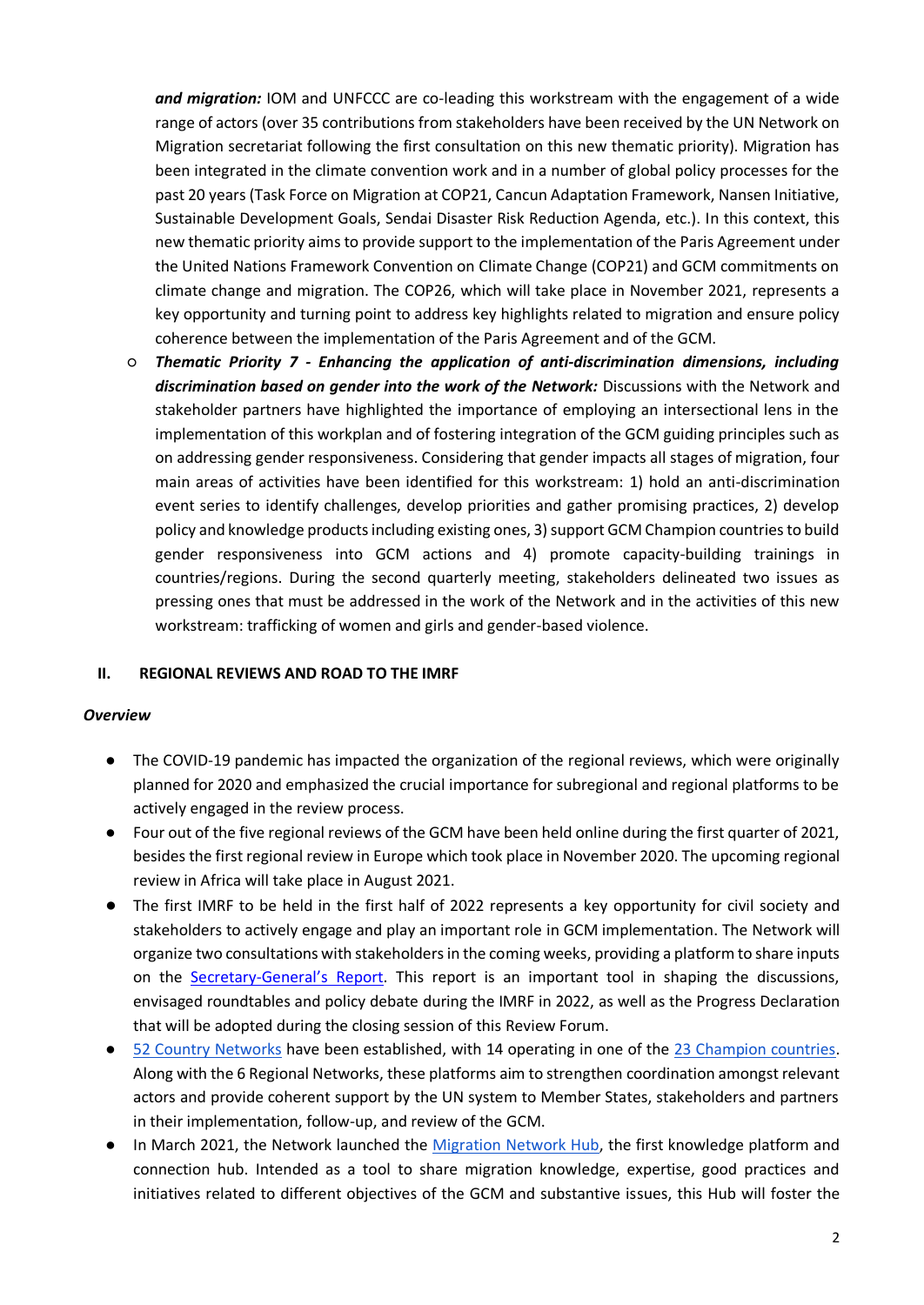***and migration:*** IOM and UNFCCC are co-leading this workstream with the engagement of a wide range of actors (over 35 contributions from stakeholders have been received by the UN Network on Migration secretariat following the first consultation on this new thematic priority). Migration has been integrated in the climate convention work and in a number of global policy processes for the past 20 years (Task Force on Migration at COP21, Cancun Adaptation Framework, Nansen Initiative, Sustainable Development Goals, Sendai Disaster Risk Reduction Agenda, etc.). In this context, this new thematic priority aims to provide support to the implementation of the Paris Agreement under the United Nations Framework Convention on Climate Change (COP21) and GCM commitments on climate change and migration. The COP26, which will take place in November 2021, represents a key opportunity and turning point to address key highlights related to migration and ensure policy coherence between the implementation of the Paris Agreement and of the GCM.

- ***Thematic Priority 7 - Enhancing the application of anti-discrimination dimensions, including discrimination based on gender into the work of the Network:*** Discussions with the Network and stakeholder partners have highlighted the importance of employing an intersectional lens in the implementation of this workplan and of fostering integration of the GCM guiding principles such as on addressing gender responsiveness. Considering that gender impacts all stages of migration, four main areas of activities have been identified for this workstream: 1) hold an anti-discrimination event series to identify challenges, develop priorities and gather promising practices, 2) develop policy and knowledge products including existing ones, 3) support GCM Champion countries to build gender responsiveness into GCM actions and 4) promote capacity-building trainings in countries/regions. During the second quarterly meeting, stakeholders delineated two issues as pressing ones that must be addressed in the work of the Network and in the activities of this new workstream: trafficking of women and girls and gender-based violence.

## II. REGIONAL REVIEWS AND ROAD TO THE IMRF

***Overview***

- The COVID-19 pandemic has impacted the organization of the regional reviews, which were originally planned for 2020 and emphasized the crucial importance for subregional and regional platforms to be actively engaged in the review process.
- Four out of the five regional reviews of the GCM have been held online during the first quarter of 2021, besides the first regional review in Europe which took place in November 2020. The upcoming regional review in Africa will take place in August 2021.
- The first IMRF to be held in the first half of 2022 represents a key opportunity for civil society and stakeholders to actively engage and play an important role in GCM implementation. The Network will organize two consultations with stakeholders in the coming weeks, providing a platform to share inputs on the Secretary-General's Report. This report is an important tool in shaping the discussions, envisaged roundtables and policy debate during the IMRF in 2022, as well as the Progress Declaration that will be adopted during the closing session of this Review Forum.
- 52 Country Networks have been established, with 14 operating in one of the 23 Champion countries. Along with the 6 Regional Networks, these platforms aim to strengthen coordination amongst relevant actors and provide coherent support by the UN system to Member States, stakeholders and partners in their implementation, follow-up, and review of the GCM.
- In March 2021, the Network launched the Migration Network Hub, the first knowledge platform and connection hub. Intended as a tool to share migration knowledge, expertise, good practices and initiatives related to different objectives of the GCM and substantive issues, this Hub will foster the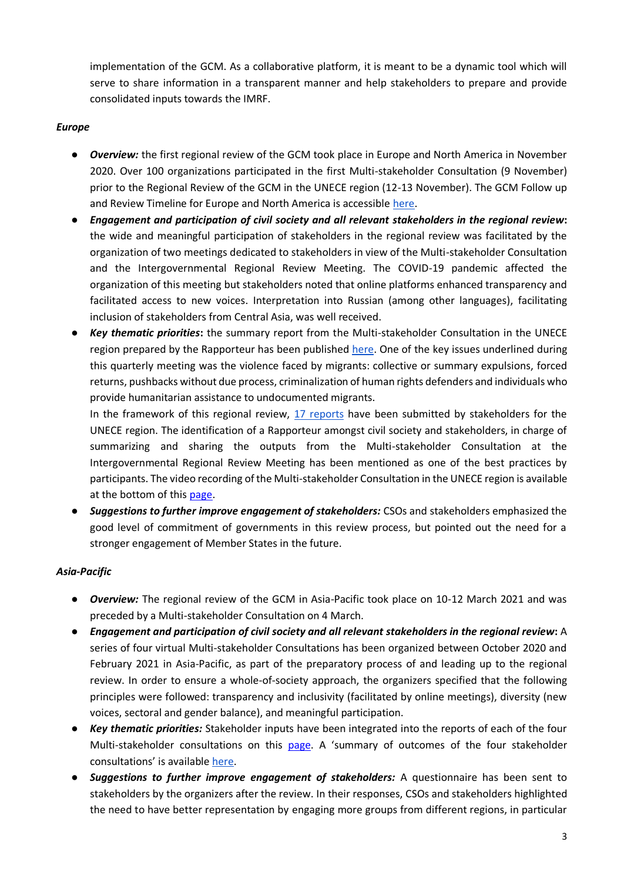implementation of the GCM. As a collaborative platform, it is meant to be a dynamic tool which will serve to share information in a transparent manner and help stakeholders to prepare and provide consolidated inputs towards the IMRF.

### *Europe*

- ***Overview:*** the first regional review of the GCM took place in Europe and North America in November 2020. Over 100 organizations participated in the first Multi-stakeholder Consultation (9 November) prior to the Regional Review of the GCM in the UNECE region (12-13 November). The GCM Follow up and Review Timeline for Europe and North America is accessible here.
- ***Engagement and participation of civil society and all relevant stakeholders in the regional review*****:** the wide and meaningful participation of stakeholders in the regional review was facilitated by the organization of two meetings dedicated to stakeholders in view of the Multi-stakeholder Consultation and the Intergovernmental Regional Review Meeting. The COVID-19 pandemic affected the organization of this meeting but stakeholders noted that online platforms enhanced transparency and facilitated access to new voices. Interpretation into Russian (among other languages), facilitating inclusion of stakeholders from Central Asia, was well received.
- ***Key thematic priorities*****:** the summary report from the Multi-stakeholder Consultation in the UNECE region prepared by the Rapporteur has been published here. One of the key issues underlined during this quarterly meeting was the violence faced by migrants: collective or summary expulsions, forced returns, pushbacks without due process, criminalization of human rights defenders and individuals who provide humanitarian assistance to undocumented migrants.

  In the framework of this regional review, 17 reports have been submitted by stakeholders for the UNECE region. The identification of a Rapporteur amongst civil society and stakeholders, in charge of summarizing and sharing the outputs from the Multi-stakeholder Consultation at the Intergovernmental Regional Review Meeting has been mentioned as one of the best practices by participants. The video recording of the Multi-stakeholder Consultation in the UNECE region is available at the bottom of this page.
- ***Suggestions to further improve engagement of stakeholders:*** CSOs and stakeholders emphasized the good level of commitment of governments in this review process, but pointed out the need for a stronger engagement of Member States in the future.

### *Asia-Pacific*

- ***Overview:*** The regional review of the GCM in Asia-Pacific took place on 10-12 March 2021 and was preceded by a Multi-stakeholder Consultation on 4 March.
- ***Engagement and participation of civil society and all relevant stakeholders in the regional review*****:** A series of four virtual Multi-stakeholder Consultations has been organized between October 2020 and February 2021 in Asia-Pacific, as part of the preparatory process of and leading up to the regional review. In order to ensure a whole-of-society approach, the organizers specified that the following principles were followed: transparency and inclusivity (facilitated by online meetings), diversity (new voices, sectoral and gender balance), and meaningful participation.
- ***Key thematic priorities:*** Stakeholder inputs have been integrated into the reports of each of the four Multi-stakeholder consultations on this page. A 'summary of outcomes of the four stakeholder consultations' is available here.
- ***Suggestions to further improve engagement of stakeholders:*** A questionnaire has been sent to stakeholders by the organizers after the review. In their responses, CSOs and stakeholders highlighted the need to have better representation by engaging more groups from different regions, in particular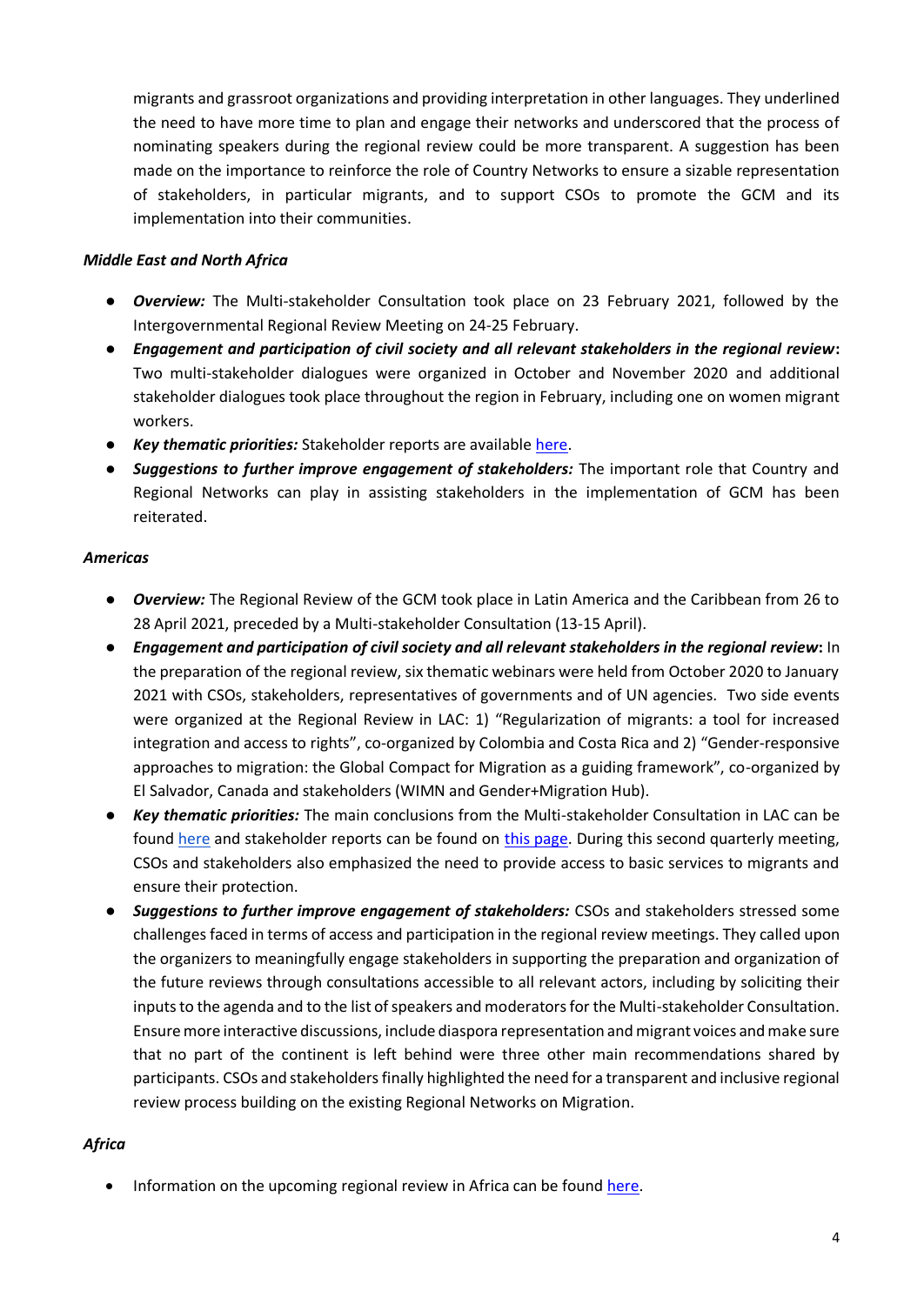migrants and grassroot organizations and providing interpretation in other languages. They underlined the need to have more time to plan and engage their networks and underscored that the process of nominating speakers during the regional review could be more transparent. A suggestion has been made on the importance to reinforce the role of Country Networks to ensure a sizable representation of stakeholders, in particular migrants, and to support CSOs to promote the GCM and its implementation into their communities.

### *Middle East and North Africa*

- ***Overview:*** The Multi-stakeholder Consultation took place on 23 February 2021, followed by the Intergovernmental Regional Review Meeting on 24-25 February.
- ***Engagement and participation of civil society and all relevant stakeholders in the regional review*:** Two multi-stakeholder dialogues were organized in October and November 2020 and additional stakeholder dialogues took place throughout the region in February, including one on women migrant workers.
- ***Key thematic priorities:*** Stakeholder reports are available here.
- ***Suggestions to further improve engagement of stakeholders:*** The important role that Country and Regional Networks can play in assisting stakeholders in the implementation of GCM has been reiterated.

### *Americas*

- ***Overview:*** The Regional Review of the GCM took place in Latin America and the Caribbean from 26 to 28 April 2021, preceded by a Multi-stakeholder Consultation (13-15 April).
- ***Engagement and participation of civil society and all relevant stakeholders in the regional review*:** In the preparation of the regional review, six thematic webinars were held from October 2020 to January 2021 with CSOs, stakeholders, representatives of governments and of UN agencies. Two side events were organized at the Regional Review in LAC: 1) "Regularization of migrants: a tool for increased integration and access to rights", co-organized by Colombia and Costa Rica and 2) "Gender-responsive approaches to migration: the Global Compact for Migration as a guiding framework", co-organized by El Salvador, Canada and stakeholders (WIMN and Gender+Migration Hub).
- ***Key thematic priorities:*** The main conclusions from the Multi-stakeholder Consultation in LAC can be found here and stakeholder reports can be found on this page. During this second quarterly meeting, CSOs and stakeholders also emphasized the need to provide access to basic services to migrants and ensure their protection.
- ***Suggestions to further improve engagement of stakeholders:*** CSOs and stakeholders stressed some challenges faced in terms of access and participation in the regional review meetings. They called upon the organizers to meaningfully engage stakeholders in supporting the preparation and organization of the future reviews through consultations accessible to all relevant actors, including by soliciting their inputs to the agenda and to the list of speakers and moderators for the Multi-stakeholder Consultation. Ensure more interactive discussions, include diaspora representation and migrant voices and make sure that no part of the continent is left behind were three other main recommendations shared by participants. CSOs and stakeholders finally highlighted the need for a transparent and inclusive regional review process building on the existing Regional Networks on Migration.

### *Africa*

- Information on the upcoming regional review in Africa can be found here.